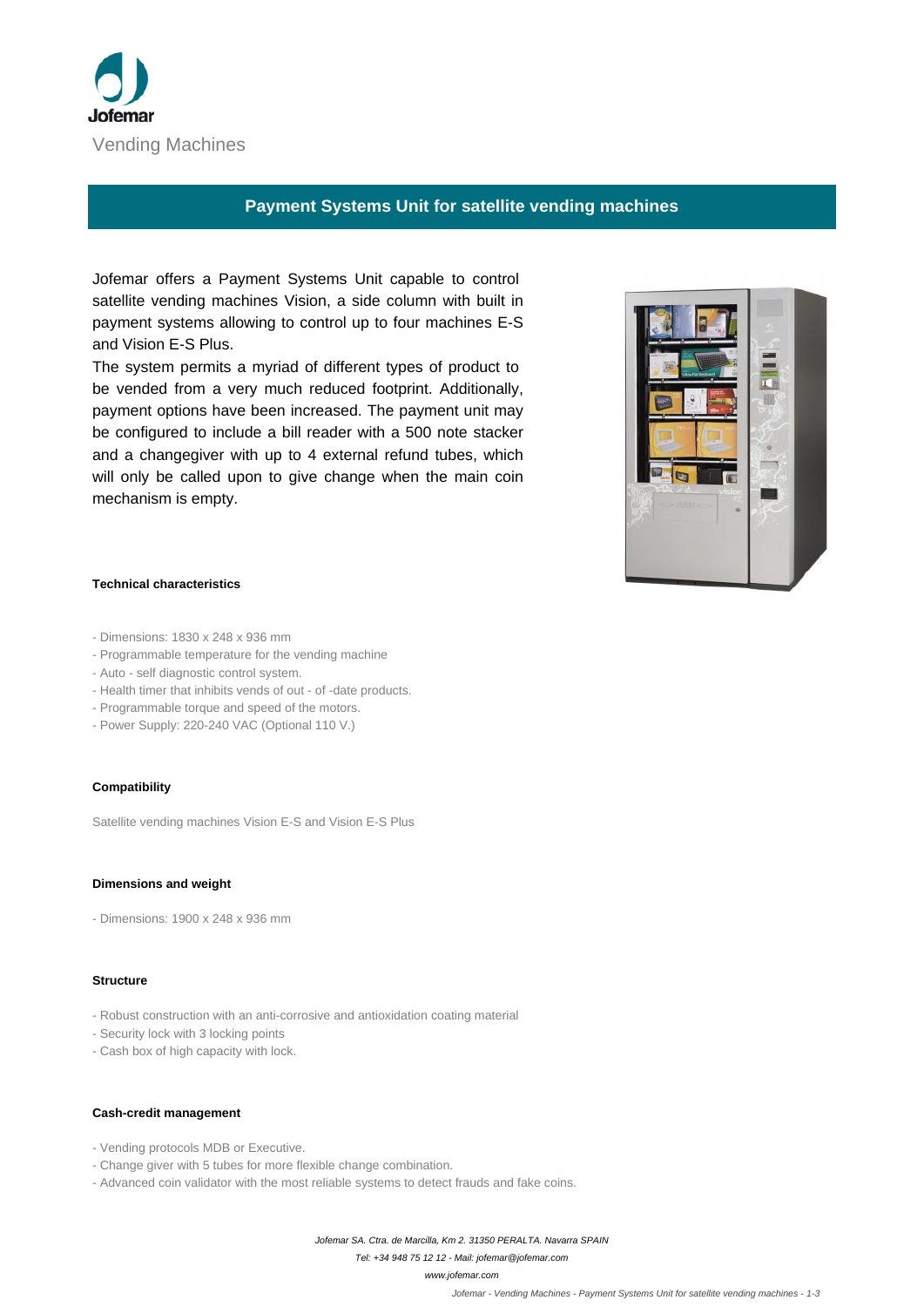Jofemar

Vending Machines

# Payment Systems Unit for satellite vending machines

Jofemar offers a Payment Systems Unit capable to control satellite vending machines Vision, a side column with built in payment systems allowing to control up to four machines E-S and Vision E-S Plus.

The system permits a myriad of different types of product to be vended from a very much reduced footprint. Additionally, payment options have been increased. The payment unit may be configured to include a bill reader with a 500 note stacker and a changegiver with up to 4 external refund tubes, which will only be called upon to give change when the main coin mechanism is empty.

#### Technical characteristics

- Dimensions: 1830 x 248 x 936 mm
- Programmable temperature for the vending machine
- Auto - self diagnostic control system.
- Health timer that inhibits vends of out - of -date products.
- Programmable torque and speed of the motors.
- Power Supply: 220-240 VAC (Optional 110 V.)

#### Compatibility

Satellite vending machines Vision E-S and Vision E-S Plus

#### Dimensions and weight

- Dimensions: 1900 x 248 x 936 mm

#### Structure

- Robust construction with an anti-corrosive and antioxidation coating material
- Security lock with 3 locking points
- Cash box of high capacity with lock.

#### Cash-credit management

- Vending protocols MDB or Executive.
- Change giver with 5 tubes for more flexible change combination.
- Advanced coin validator with the most reliable systems to detect frauds and fake coins.

*Jofemar SA. Ctra. de Marcilla, Km 2. 31350 PERALTA. Navarra SPAIN*

*Tel: +34 948 75 12 12 - Mail: jofemar@jofemar.com*

*www.jofemar.com*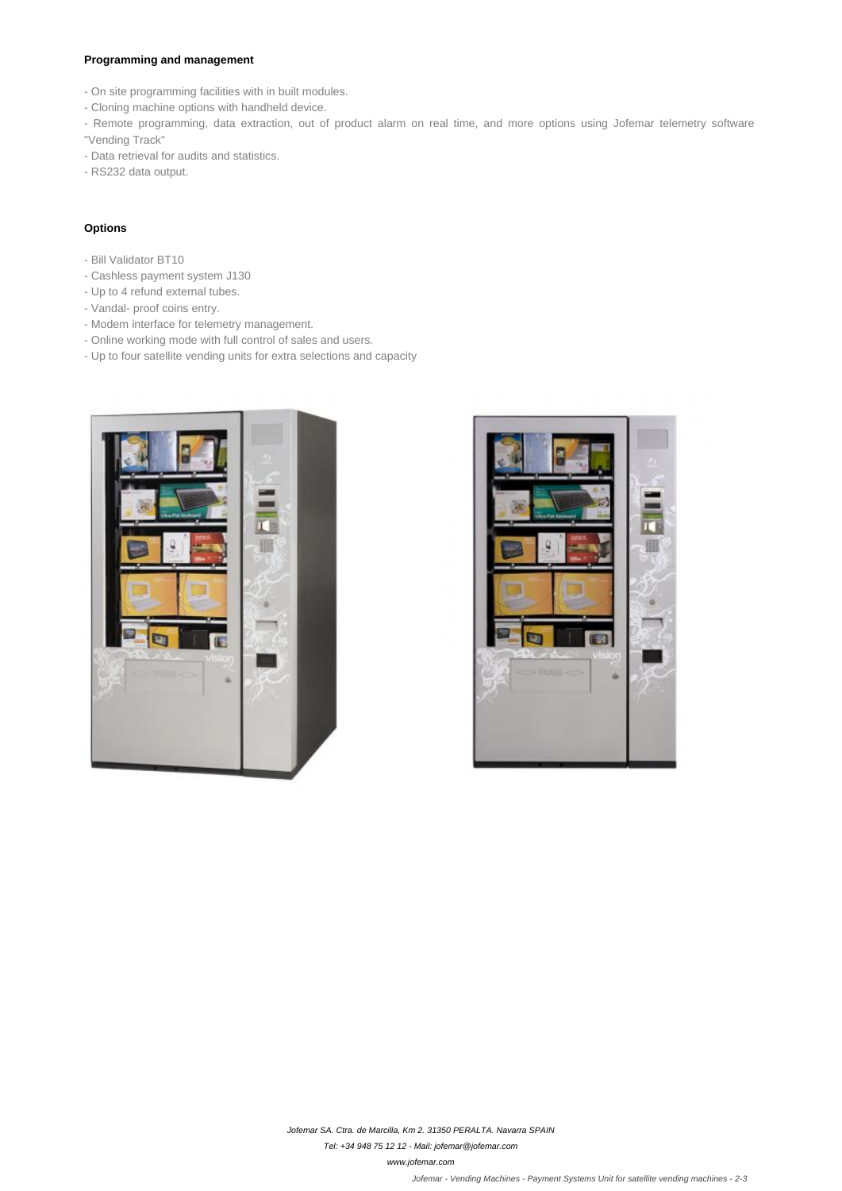#### Programming and management

- On site programming facilities with in built modules.
- Cloning machine options with handheld device.
- Remote programming, data extraction, out of product alarm on real time, and more options using Jofemar telemetry software "Vending Track"
- Data retrieval for audits and statistics.
- RS232 data output.

#### Options

- Bill Validator BT10
- Cashless payment system J130
- Up to 4 refund external tubes.
- Vandal- proof coins entry.
- Modem interface for telemetry management.
- Online working mode with full control of sales and users.
- Up to four satellite vending units for extra selections and capacity

*Jofemar SA. Ctra. de Marcilla, Km 2. 31350 PERALTA. Navarra SPAIN*

*Tel: +34 948 75 12 12 - Mail: jofemar@jofemar.com*

*www.jofemar.com*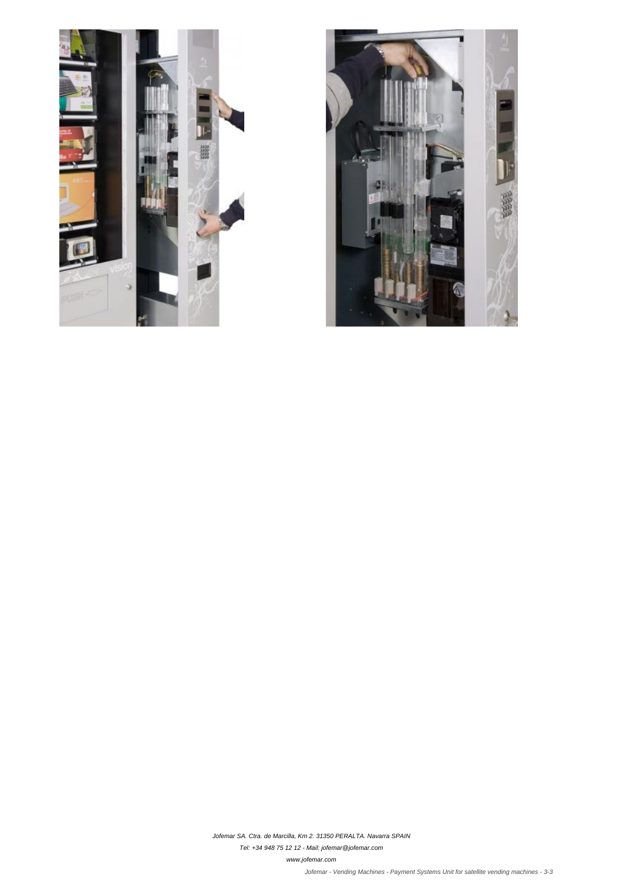Jofemar SA. Ctra. de Marcilla, Km 2. 31350 PERALTA. Navarra SPAIN

Tel: +34 948 75 12 12 - Mail: jofemar@jofemar.com

www.jofemar.com